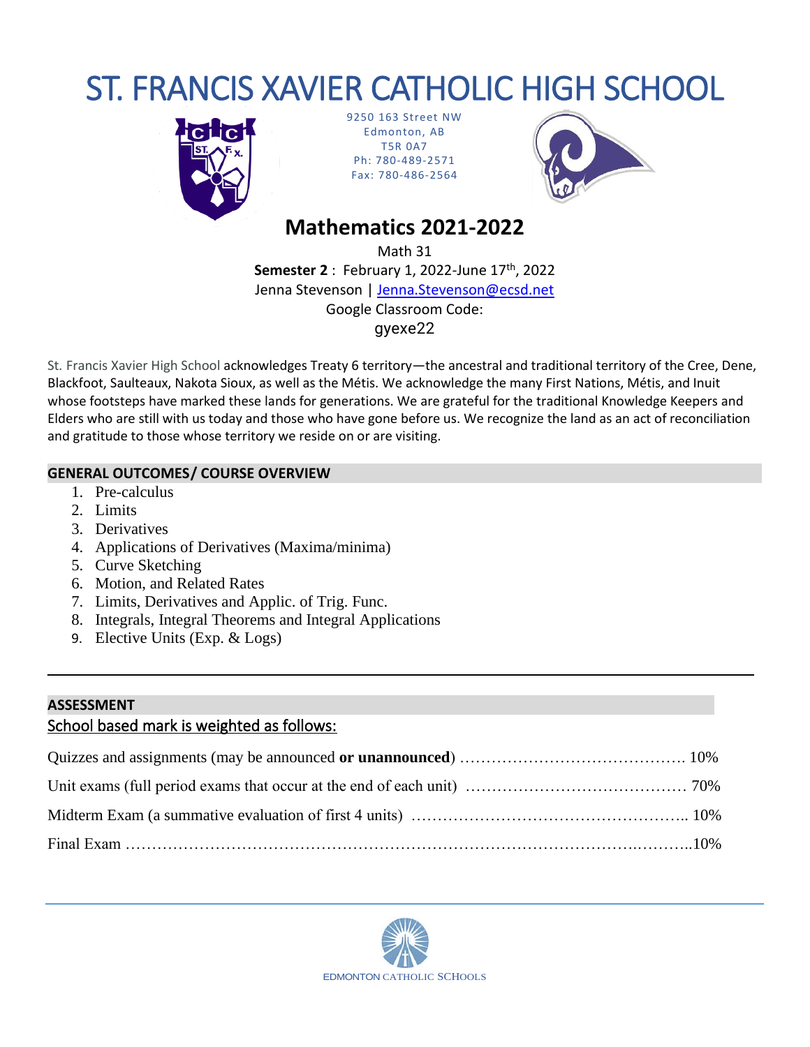# ST. FRANCIS XAVIER CATHOLIC HIGH SCHOOL

9250 163 Street NW
Edmonton, AB
T5R 0A7
Ph: 780-489-2571
Fax: 780-486-2564

## Mathematics 2021-2022

Math 31
**Semester 2** : February 1, 2022-June 17th, 2022
Jenna Stevenson | Jenna.Stevenson@ecsd.net
Google Classroom Code:
gyexe22

St. Francis Xavier High School acknowledges Treaty 6 territory—the ancestral and traditional territory of the Cree, Dene, Blackfoot, Saulteaux, Nakota Sioux, as well as the Métis. We acknowledge the many First Nations, Métis, and Inuit whose footsteps have marked these lands for generations. We are grateful for the traditional Knowledge Keepers and Elders who are still with us today and those who have gone before us. We recognize the land as an act of reconciliation and gratitude to those whose territory we reside on or are visiting.

### GENERAL OUTCOMES/ COURSE OVERVIEW

1. Pre-calculus
2. Limits
3. Derivatives
4. Applications of Derivatives (Maxima/minima)
5. Curve Sketching
6. Motion, and Related Rates
7. Limits, Derivatives and Applic. of Trig. Func.
8. Integrals, Integral Theorems and Integral Applications
9. Elective Units (Exp. & Logs)

---

### ASSESSMENT

School based mark is weighted as follows:

Quizzes and assignments (may be announced **or unannounced**) …………………………………… 10%

Unit exams (full period exams that occur at the end of each unit) …………………………………… 70%

Midterm Exam (a summative evaluation of first 4 units) …………………………………………….. 10%

Final Exam ……………………………………………………………………………………..………..10%

EDMONTON CATHOLIC SCHOOLS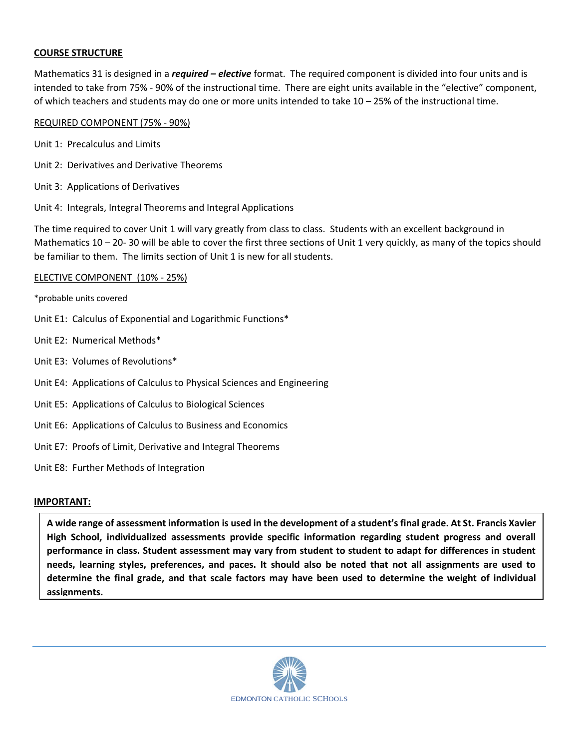## COURSE STRUCTURE

Mathematics 31 is designed in a ***required – elective*** format. The required component is divided into four units and is intended to take from 75% - 90% of the instructional time. There are eight units available in the "elective" component, of which teachers and students may do one or more units intended to take 10 – 25% of the instructional time.

### REQUIRED COMPONENT (75% - 90%)

Unit 1: Precalculus and Limits

Unit 2: Derivatives and Derivative Theorems

Unit 3: Applications of Derivatives

Unit 4: Integrals, Integral Theorems and Integral Applications

The time required to cover Unit 1 will vary greatly from class to class. Students with an excellent background in Mathematics 10 – 20- 30 will be able to cover the first three sections of Unit 1 very quickly, as many of the topics should be familiar to them. The limits section of Unit 1 is new for all students.

### ELECTIVE COMPONENT (10% - 25%)

*probable units covered

Unit E1: Calculus of Exponential and Logarithmic Functions*

Unit E2: Numerical Methods*

Unit E3: Volumes of Revolutions*

Unit E4: Applications of Calculus to Physical Sciences and Engineering

Unit E5: Applications of Calculus to Biological Sciences

Unit E6: Applications of Calculus to Business and Economics

Unit E7: Proofs of Limit, Derivative and Integral Theorems

Unit E8: Further Methods of Integration

## IMPORTANT:

**A wide range of assessment information is used in the development of a student's final grade. At St. Francis Xavier High School, individualized assessments provide specific information regarding student progress and overall performance in class. Student assessment may vary from student to student to adapt for differences in student needs, learning styles, preferences, and paces. It should also be noted that not all assignments are used to determine the final grade, and that scale factors may have been used to determine the weight of individual assignments.**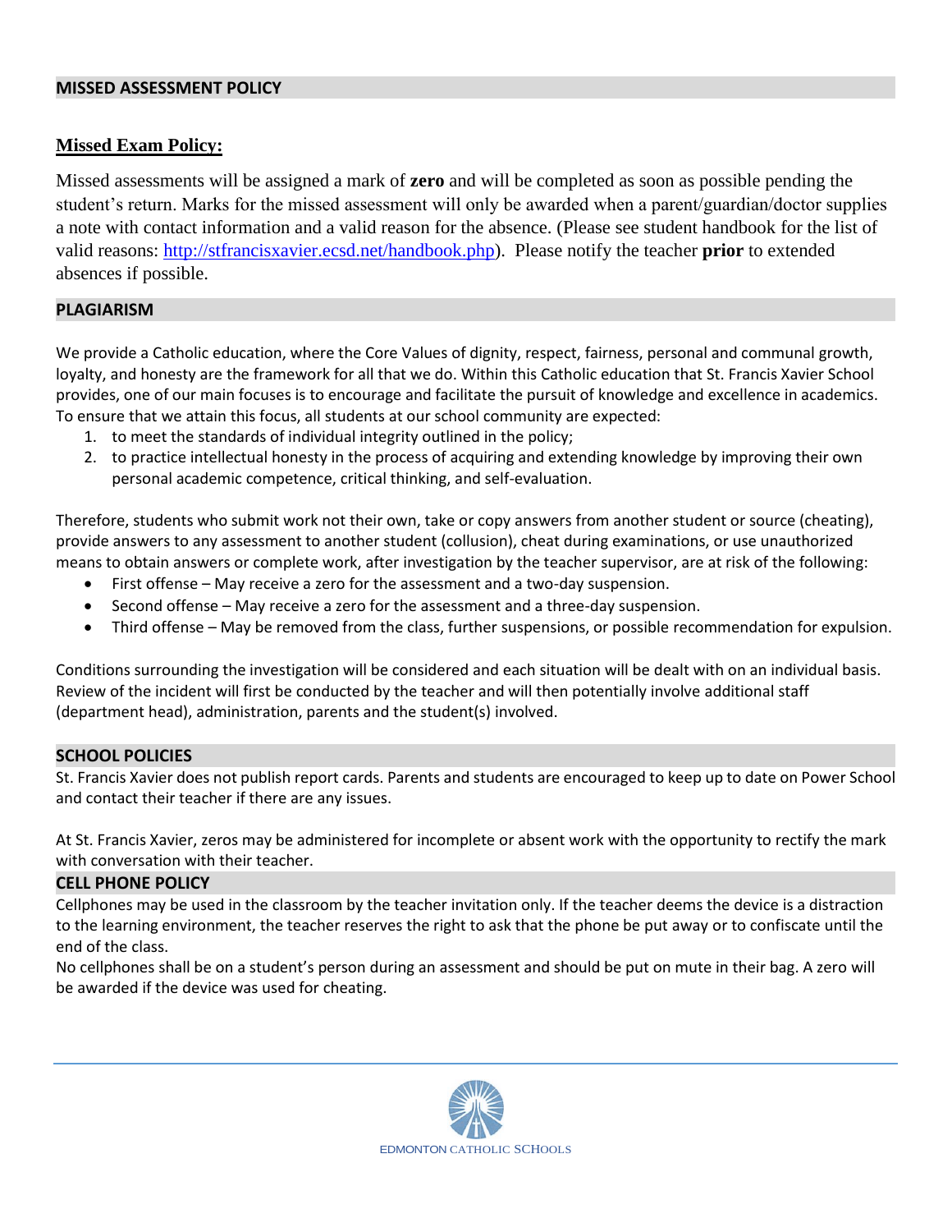## MISSED ASSESSMENT POLICY

### Missed Exam Policy:

Missed assessments will be assigned a mark of **zero** and will be completed as soon as possible pending the student's return. Marks for the missed assessment will only be awarded when a parent/guardian/doctor supplies a note with contact information and a valid reason for the absence. (Please see student handbook for the list of valid reasons: http://stfrancisxavier.ecsd.net/handbook.php). Please notify the teacher **prior** to extended absences if possible.

## PLAGIARISM

We provide a Catholic education, where the Core Values of dignity, respect, fairness, personal and communal growth, loyalty, and honesty are the framework for all that we do. Within this Catholic education that St. Francis Xavier School provides, one of our main focuses is to encourage and facilitate the pursuit of knowledge and excellence in academics. To ensure that we attain this focus, all students at our school community are expected:

1. to meet the standards of individual integrity outlined in the policy;
2. to practice intellectual honesty in the process of acquiring and extending knowledge by improving their own personal academic competence, critical thinking, and self-evaluation.

Therefore, students who submit work not their own, take or copy answers from another student or source (cheating), provide answers to any assessment to another student (collusion), cheat during examinations, or use unauthorized means to obtain answers or complete work, after investigation by the teacher supervisor, are at risk of the following:

- First offense – May receive a zero for the assessment and a two-day suspension.
- Second offense – May receive a zero for the assessment and a three-day suspension.
- Third offense – May be removed from the class, further suspensions, or possible recommendation for expulsion.

Conditions surrounding the investigation will be considered and each situation will be dealt with on an individual basis. Review of the incident will first be conducted by the teacher and will then potentially involve additional staff (department head), administration, parents and the student(s) involved.

## SCHOOL POLICIES

St. Francis Xavier does not publish report cards. Parents and students are encouraged to keep up to date on Power School and contact their teacher if there are any issues.

At St. Francis Xavier, zeros may be administered for incomplete or absent work with the opportunity to rectify the mark with conversation with their teacher.

## CELL PHONE POLICY

Cellphones may be used in the classroom by the teacher invitation only. If the teacher deems the device is a distraction to the learning environment, the teacher reserves the right to ask that the phone be put away or to confiscate until the end of the class.

No cellphones shall be on a student's person during an assessment and should be put on mute in their bag. A zero will be awarded if the device was used for cheating.